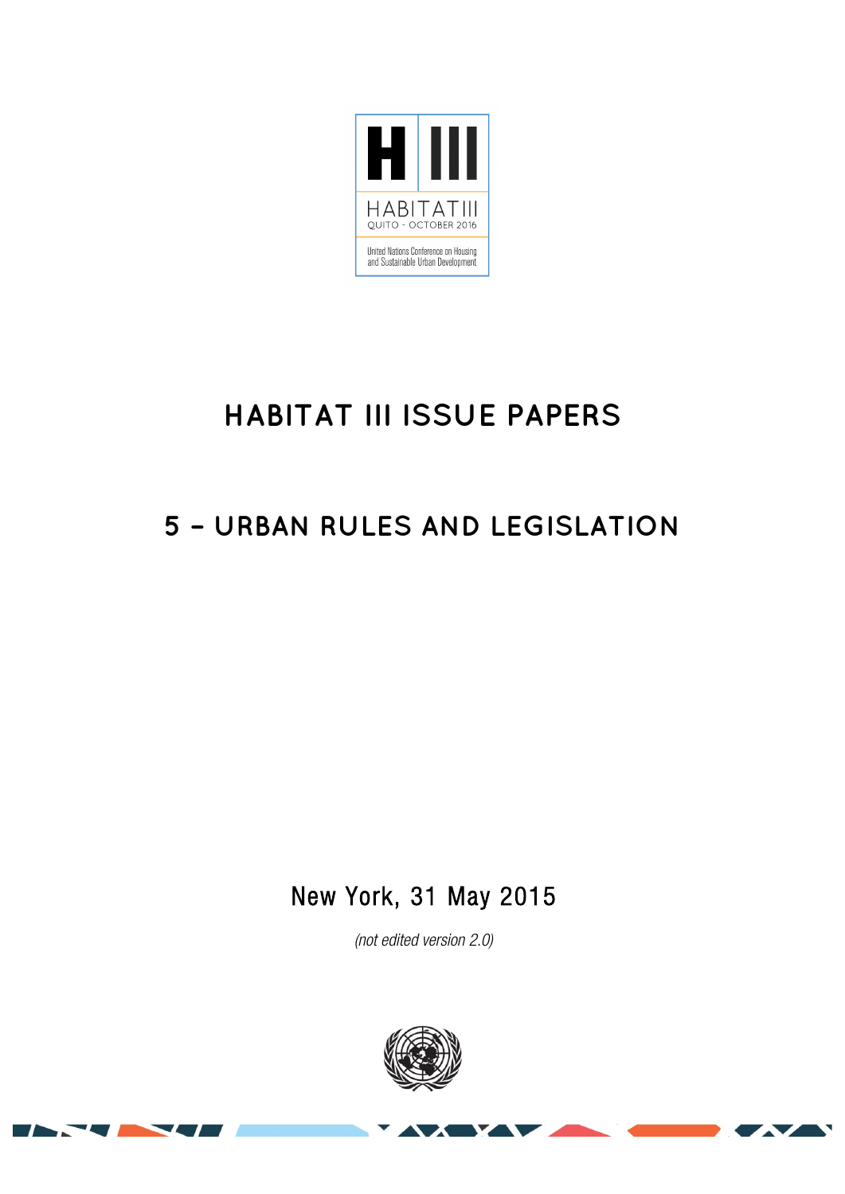HABITAT III

QUITO - OCTOBER 2016

United Nations Conference on Housing and Sustainable Urban Development

# HABITAT III ISSUE PAPERS

## 5 – URBAN RULES AND LEGISLATION

New York, 31 May 2015

*(not edited version 2.0)*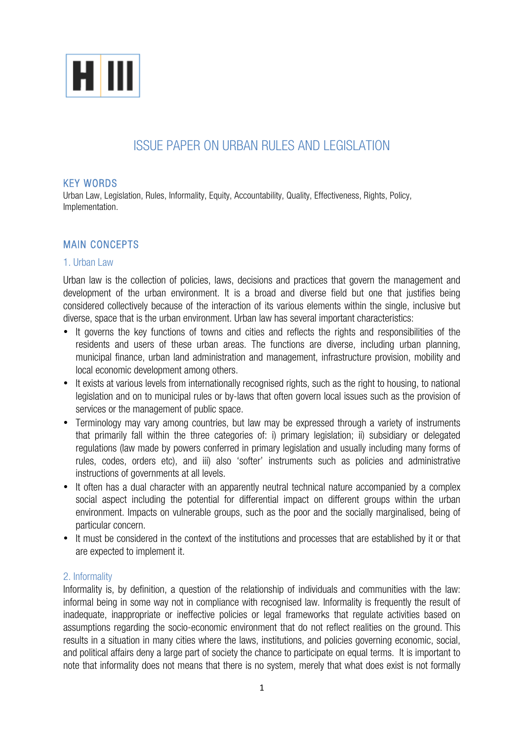# ISSUE PAPER ON URBAN RULES AND LEGISLATION

## KEY WORDS

Urban Law, Legislation, Rules, Informality, Equity, Accountability, Quality, Effectiveness, Rights, Policy, Implementation.

## MAIN CONCEPTS

### 1. Urban Law

Urban law is the collection of policies, laws, decisions and practices that govern the management and development of the urban environment. It is a broad and diverse field but one that justifies being considered collectively because of the interaction of its various elements within the single, inclusive but diverse, space that is the urban environment. Urban law has several important characteristics:

- It governs the key functions of towns and cities and reflects the rights and responsibilities of the residents and users of these urban areas. The functions are diverse, including urban planning, municipal finance, urban land administration and management, infrastructure provision, mobility and local economic development among others.
- It exists at various levels from internationally recognised rights, such as the right to housing, to national legislation and on to municipal rules or by-laws that often govern local issues such as the provision of services or the management of public space.
- Terminology may vary among countries, but law may be expressed through a variety of instruments that primarily fall within the three categories of: i) primary legislation; ii) subsidiary or delegated regulations (law made by powers conferred in primary legislation and usually including many forms of rules, codes, orders etc), and iii) also 'softer' instruments such as policies and administrative instructions of governments at all levels.
- It often has a dual character with an apparently neutral technical nature accompanied by a complex social aspect including the potential for differential impact on different groups within the urban environment. Impacts on vulnerable groups, such as the poor and the socially marginalised, being of particular concern.
- It must be considered in the context of the institutions and processes that are established by it or that are expected to implement it.

### 2. Informality

Informality is, by definition, a question of the relationship of individuals and communities with the law: informal being in some way not in compliance with recognised law. Informality is frequently the result of inadequate, inappropriate or ineffective policies or legal frameworks that regulate activities based on assumptions regarding the socio-economic environment that do not reflect realities on the ground. This results in a situation in many cities where the laws, institutions, and policies governing economic, social, and political affairs deny a large part of society the chance to participate on equal terms. It is important to note that informality does not means that there is no system, merely that what does exist is not formally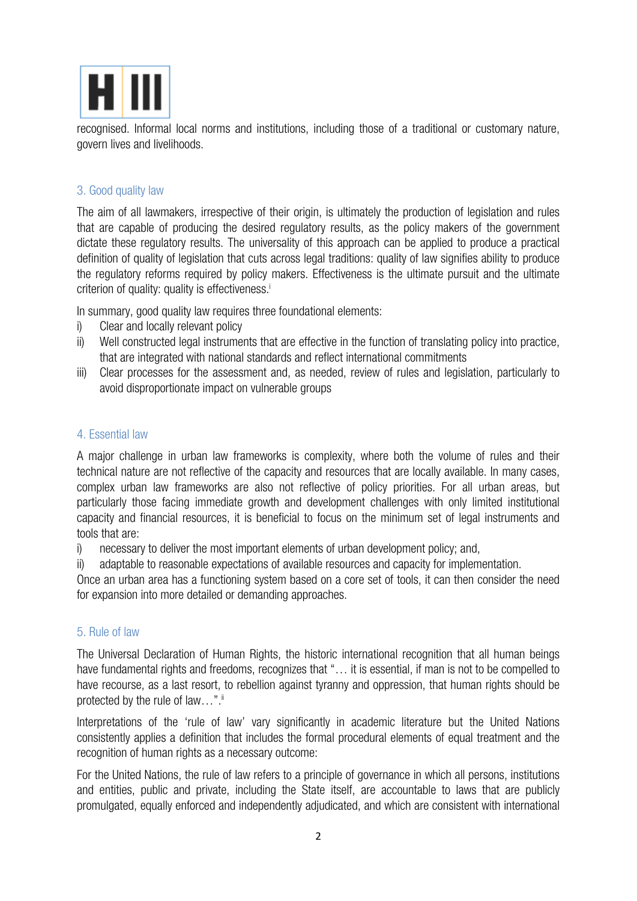recognised. Informal local norms and institutions, including those of a traditional or customary nature, govern lives and livelihoods.

### 3. Good quality law

The aim of all lawmakers, irrespective of their origin, is ultimately the production of legislation and rules that are capable of producing the desired regulatory results, as the policy makers of the government dictate these regulatory results. The universality of this approach can be applied to produce a practical definition of quality of legislation that cuts across legal traditions: quality of law signifies ability to produce the regulatory reforms required by policy makers. Effectiveness is the ultimate pursuit and the ultimate criterion of quality: quality is effectiveness.[i]

In summary, good quality law requires three foundational elements:

i) Clear and locally relevant policy
ii) Well constructed legal instruments that are effective in the function of translating policy into practice, that are integrated with national standards and reflect international commitments
iii) Clear processes for the assessment and, as needed, review of rules and legislation, particularly to avoid disproportionate impact on vulnerable groups

### 4. Essential law

A major challenge in urban law frameworks is complexity, where both the volume of rules and their technical nature are not reflective of the capacity and resources that are locally available. In many cases, complex urban law frameworks are also not reflective of policy priorities. For all urban areas, but particularly those facing immediate growth and development challenges with only limited institutional capacity and financial resources, it is beneficial to focus on the minimum set of legal instruments and tools that are:

i) necessary to deliver the most important elements of urban development policy; and,
ii) adaptable to reasonable expectations of available resources and capacity for implementation.

Once an urban area has a functioning system based on a core set of tools, it can then consider the need for expansion into more detailed or demanding approaches.

### 5. Rule of law

The Universal Declaration of Human Rights, the historic international recognition that all human beings have fundamental rights and freedoms, recognizes that "… it is essential, if man is not to be compelled to have recourse, as a last resort, to rebellion against tyranny and oppression, that human rights should be protected by the rule of law…".[ii]

Interpretations of the 'rule of law' vary significantly in academic literature but the United Nations consistently applies a definition that includes the formal procedural elements of equal treatment and the recognition of human rights as a necessary outcome:

For the United Nations, the rule of law refers to a principle of governance in which all persons, institutions and entities, public and private, including the State itself, are accountable to laws that are publicly promulgated, equally enforced and independently adjudicated, and which are consistent with international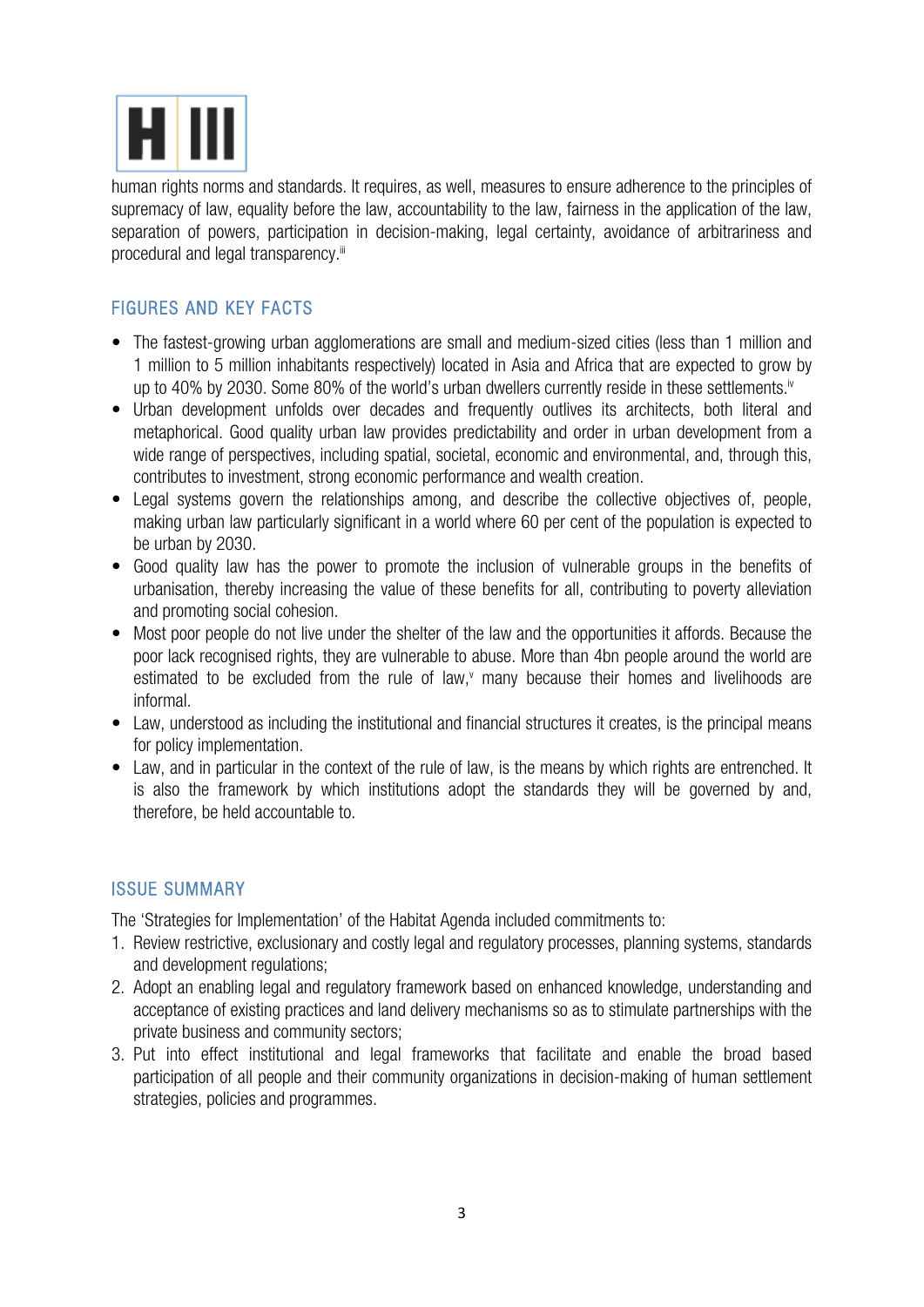human rights norms and standards. It requires, as well, measures to ensure adherence to the principles of supremacy of law, equality before the law, accountability to the law, fairness in the application of the law, separation of powers, participation in decision-making, legal certainty, avoidance of arbitrariness and procedural and legal transparency.[iii]

## FIGURES AND KEY FACTS

- The fastest-growing urban agglomerations are small and medium-sized cities (less than 1 million and 1 million to 5 million inhabitants respectively) located in Asia and Africa that are expected to grow by up to 40% by 2030. Some 80% of the world's urban dwellers currently reside in these settlements.[iv]
- Urban development unfolds over decades and frequently outlives its architects, both literal and metaphorical. Good quality urban law provides predictability and order in urban development from a wide range of perspectives, including spatial, societal, economic and environmental, and, through this, contributes to investment, strong economic performance and wealth creation.
- Legal systems govern the relationships among, and describe the collective objectives of, people, making urban law particularly significant in a world where 60 per cent of the population is expected to be urban by 2030.
- Good quality law has the power to promote the inclusion of vulnerable groups in the benefits of urbanisation, thereby increasing the value of these benefits for all, contributing to poverty alleviation and promoting social cohesion.
- Most poor people do not live under the shelter of the law and the opportunities it affords. Because the poor lack recognised rights, they are vulnerable to abuse. More than 4bn people around the world are estimated to be excluded from the rule of law,[v] many because their homes and livelihoods are informal.
- Law, understood as including the institutional and financial structures it creates, is the principal means for policy implementation.
- Law, and in particular in the context of the rule of law, is the means by which rights are entrenched. It is also the framework by which institutions adopt the standards they will be governed by and, therefore, be held accountable to.

## ISSUE SUMMARY

The 'Strategies for Implementation' of the Habitat Agenda included commitments to:

1. Review restrictive, exclusionary and costly legal and regulatory processes, planning systems, standards and development regulations;
2. Adopt an enabling legal and regulatory framework based on enhanced knowledge, understanding and acceptance of existing practices and land delivery mechanisms so as to stimulate partnerships with the private business and community sectors;
3. Put into effect institutional and legal frameworks that facilitate and enable the broad based participation of all people and their community organizations in decision-making of human settlement strategies, policies and programmes.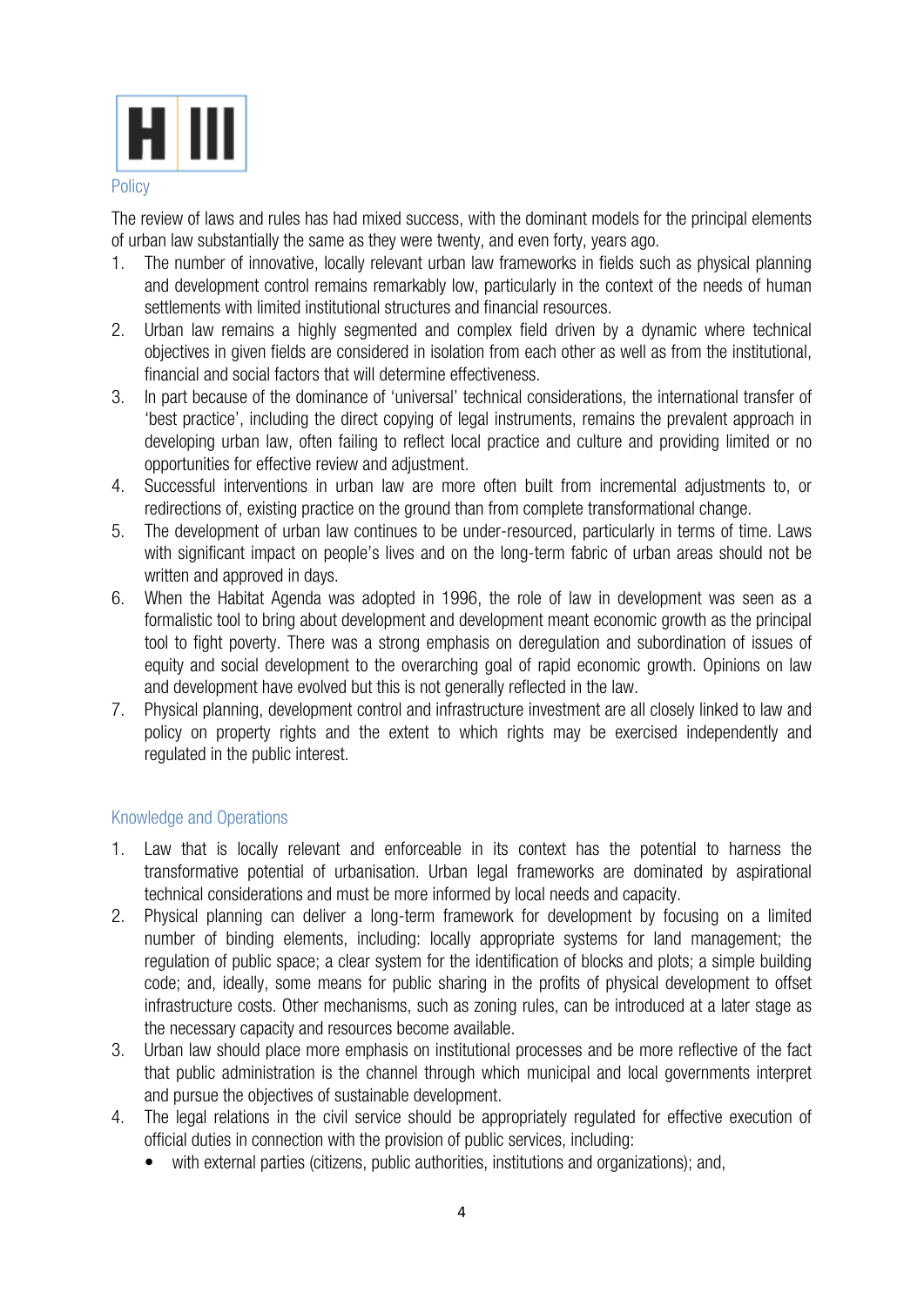# H III

## Policy

The review of laws and rules has had mixed success, with the dominant models for the principal elements of urban law substantially the same as they were twenty, and even forty, years ago.

1. The number of innovative, locally relevant urban law frameworks in fields such as physical planning and development control remains remarkably low, particularly in the context of the needs of human settlements with limited institutional structures and financial resources.
2. Urban law remains a highly segmented and complex field driven by a dynamic where technical objectives in given fields are considered in isolation from each other as well as from the institutional, financial and social factors that will determine effectiveness.
3. In part because of the dominance of 'universal' technical considerations, the international transfer of 'best practice', including the direct copying of legal instruments, remains the prevalent approach in developing urban law, often failing to reflect local practice and culture and providing limited or no opportunities for effective review and adjustment.
4. Successful interventions in urban law are more often built from incremental adjustments to, or redirections of, existing practice on the ground than from complete transformational change.
5. The development of urban law continues to be under-resourced, particularly in terms of time. Laws with significant impact on people's lives and on the long-term fabric of urban areas should not be written and approved in days.
6. When the Habitat Agenda was adopted in 1996, the role of law in development was seen as a formalistic tool to bring about development and development meant economic growth as the principal tool to fight poverty. There was a strong emphasis on deregulation and subordination of issues of equity and social development to the overarching goal of rapid economic growth. Opinions on law and development have evolved but this is not generally reflected in the law.
7. Physical planning, development control and infrastructure investment are all closely linked to law and policy on property rights and the extent to which rights may be exercised independently and regulated in the public interest.

## Knowledge and Operations

1. Law that is locally relevant and enforceable in its context has the potential to harness the transformative potential of urbanisation. Urban legal frameworks are dominated by aspirational technical considerations and must be more informed by local needs and capacity.
2. Physical planning can deliver a long-term framework for development by focusing on a limited number of binding elements, including: locally appropriate systems for land management; the regulation of public space; a clear system for the identification of blocks and plots; a simple building code; and, ideally, some means for public sharing in the profits of physical development to offset infrastructure costs. Other mechanisms, such as zoning rules, can be introduced at a later stage as the necessary capacity and resources become available.
3. Urban law should place more emphasis on institutional processes and be more reflective of the fact that public administration is the channel through which municipal and local governments interpret and pursue the objectives of sustainable development.
4. The legal relations in the civil service should be appropriately regulated for effective execution of official duties in connection with the provision of public services, including:
   - with external parties (citizens, public authorities, institutions and organizations); and,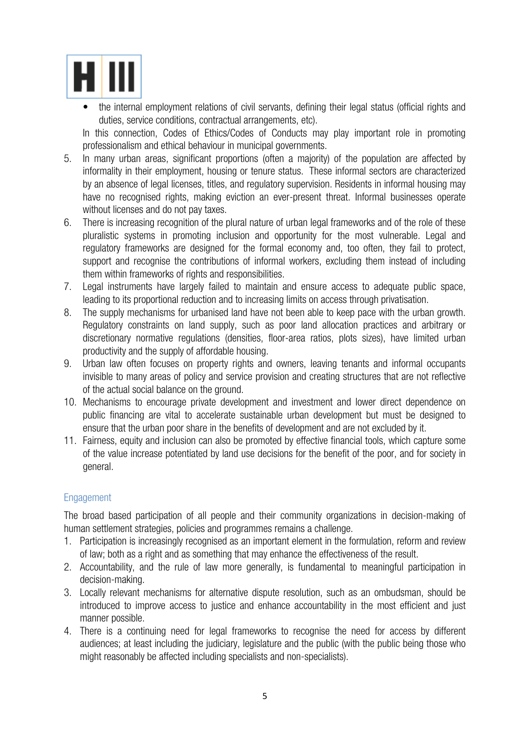- the internal employment relations of civil servants, defining their legal status (official rights and duties, service conditions, contractual arrangements, etc).

  In this connection, Codes of Ethics/Codes of Conducts may play important role in promoting professionalism and ethical behaviour in municipal governments.

5. In many urban areas, significant proportions (often a majority) of the population are affected by informality in their employment, housing or tenure status. These informal sectors are characterized by an absence of legal licenses, titles, and regulatory supervision. Residents in informal housing may have no recognised rights, making eviction an ever-present threat. Informal businesses operate without licenses and do not pay taxes.
6. There is increasing recognition of the plural nature of urban legal frameworks and of the role of these pluralistic systems in promoting inclusion and opportunity for the most vulnerable. Legal and regulatory frameworks are designed for the formal economy and, too often, they fail to protect, support and recognise the contributions of informal workers, excluding them instead of including them within frameworks of rights and responsibilities.
7. Legal instruments have largely failed to maintain and ensure access to adequate public space, leading to its proportional reduction and to increasing limits on access through privatisation.
8. The supply mechanisms for urbanised land have not been able to keep pace with the urban growth. Regulatory constraints on land supply, such as poor land allocation practices and arbitrary or discretionary normative regulations (densities, floor-area ratios, plots sizes), have limited urban productivity and the supply of affordable housing.
9. Urban law often focuses on property rights and owners, leaving tenants and informal occupants invisible to many areas of policy and service provision and creating structures that are not reflective of the actual social balance on the ground.
10. Mechanisms to encourage private development and investment and lower direct dependence on public financing are vital to accelerate sustainable urban development but must be designed to ensure that the urban poor share in the benefits of development and are not excluded by it.
11. Fairness, equity and inclusion can also be promoted by effective financial tools, which capture some of the value increase potentiated by land use decisions for the benefit of the poor, and for society in general.

### Engagement

The broad based participation of all people and their community organizations in decision-making of human settlement strategies, policies and programmes remains a challenge.

1. Participation is increasingly recognised as an important element in the formulation, reform and review of law; both as a right and as something that may enhance the effectiveness of the result.
2. Accountability, and the rule of law more generally, is fundamental to meaningful participation in decision-making.
3. Locally relevant mechanisms for alternative dispute resolution, such as an ombudsman, should be introduced to improve access to justice and enhance accountability in the most efficient and just manner possible.
4. There is a continuing need for legal frameworks to recognise the need for access by different audiences; at least including the judiciary, legislature and the public (with the public being those who might reasonably be affected including specialists and non-specialists).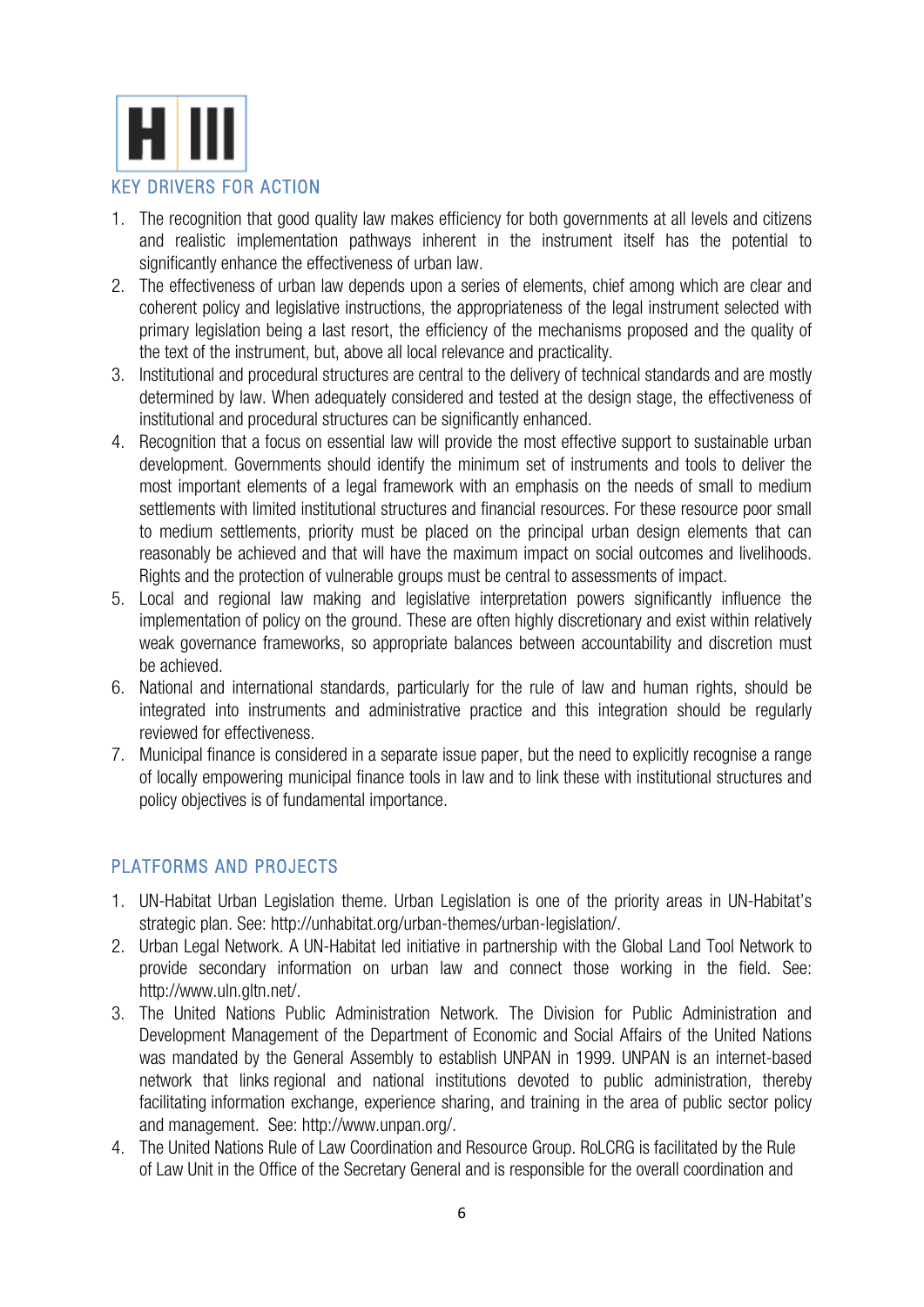H III

## KEY DRIVERS FOR ACTION

1. The recognition that good quality law makes efficiency for both governments at all levels and citizens and realistic implementation pathways inherent in the instrument itself has the potential to significantly enhance the effectiveness of urban law.
2. The effectiveness of urban law depends upon a series of elements, chief among which are clear and coherent policy and legislative instructions, the appropriateness of the legal instrument selected with primary legislation being a last resort, the efficiency of the mechanisms proposed and the quality of the text of the instrument, but, above all local relevance and practicality.
3. Institutional and procedural structures are central to the delivery of technical standards and are mostly determined by law. When adequately considered and tested at the design stage, the effectiveness of institutional and procedural structures can be significantly enhanced.
4. Recognition that a focus on essential law will provide the most effective support to sustainable urban development. Governments should identify the minimum set of instruments and tools to deliver the most important elements of a legal framework with an emphasis on the needs of small to medium settlements with limited institutional structures and financial resources. For these resource poor small to medium settlements, priority must be placed on the principal urban design elements that can reasonably be achieved and that will have the maximum impact on social outcomes and livelihoods. Rights and the protection of vulnerable groups must be central to assessments of impact.
5. Local and regional law making and legislative interpretation powers significantly influence the implementation of policy on the ground. These are often highly discretionary and exist within relatively weak governance frameworks, so appropriate balances between accountability and discretion must be achieved.
6. National and international standards, particularly for the rule of law and human rights, should be integrated into instruments and administrative practice and this integration should be regularly reviewed for effectiveness.
7. Municipal finance is considered in a separate issue paper, but the need to explicitly recognise a range of locally empowering municipal finance tools in law and to link these with institutional structures and policy objectives is of fundamental importance.

## PLATFORMS AND PROJECTS

1. UN-Habitat Urban Legislation theme. Urban Legislation is one of the priority areas in UN-Habitat's strategic plan. See: http://unhabitat.org/urban-themes/urban-legislation/.
2. Urban Legal Network. A UN-Habitat led initiative in partnership with the Global Land Tool Network to provide secondary information on urban law and connect those working in the field. See: http://www.uln.gltn.net/.
3. The United Nations Public Administration Network. The Division for Public Administration and Development Management of the Department of Economic and Social Affairs of the United Nations was mandated by the General Assembly to establish UNPAN in 1999. UNPAN is an internet-based network that links regional and national institutions devoted to public administration, thereby facilitating information exchange, experience sharing, and training in the area of public sector policy and management. See: http://www.unpan.org/.
4. The United Nations Rule of Law Coordination and Resource Group. RoLCRG is facilitated by the Rule of Law Unit in the Office of the Secretary General and is responsible for the overall coordination and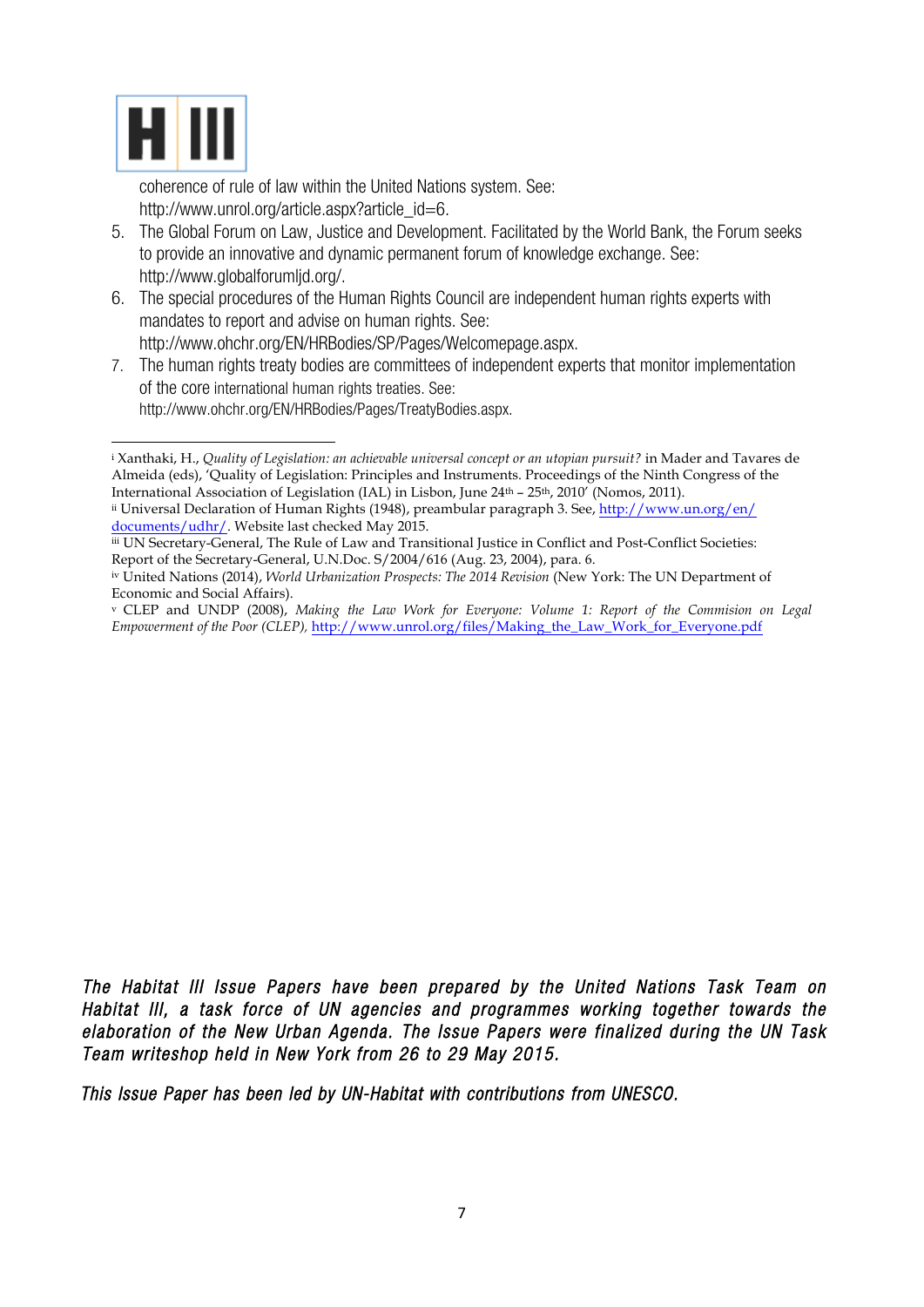coherence of rule of law within the United Nations system. See: http://www.unrol.org/article.aspx?article_id=6.

5. The Global Forum on Law, Justice and Development. Facilitated by the World Bank, the Forum seeks to provide an innovative and dynamic permanent forum of knowledge exchange. See: http://www.globalforumljd.org/.
6. The special procedures of the Human Rights Council are independent human rights experts with mandates to report and advise on human rights. See: http://www.ohchr.org/EN/HRBodies/SP/Pages/Welcomepage.aspx.
7. The human rights treaty bodies are committees of independent experts that monitor implementation of the core international human rights treaties. See: http://www.ohchr.org/EN/HRBodies/Pages/TreatyBodies.aspx.

---

[i] Xanthaki, H., *Quality of Legislation: an achievable universal concept or an utopian pursuit?* in Mader and Tavares de Almeida (eds), 'Quality of Legislation: Principles and Instruments. Proceedings of the Ninth Congress of the International Association of Legislation (IAL) in Lisbon, June 24th – 25th, 2010' (Nomos, 2011).

[ii] Universal Declaration of Human Rights (1948), preambular paragraph 3. See, http://www.un.org/en/documents/udhr/. Website last checked May 2015.

[iii] UN Secretary-General, The Rule of Law and Transitional Justice in Conflict and Post-Conflict Societies: Report of the Secretary-General, U.N.Doc. S/2004/616 (Aug. 23, 2004), para. 6.

[iv] United Nations (2014), *World Urbanization Prospects: The 2014 Revision* (New York: The UN Department of Economic and Social Affairs).

[v] CLEP and UNDP (2008), *Making the Law Work for Everyone: Volume 1: Report of the Commision on Legal Empowerment of the Poor (CLEP),* http://www.unrol.org/files/Making_the_Law_Work_for_Everyone.pdf

*The Habitat III Issue Papers have been prepared by the United Nations Task Team on Habitat III, a task force of UN agencies and programmes working together towards the elaboration of the New Urban Agenda. The Issue Papers were finalized during the UN Task Team writeshop held in New York from 26 to 29 May 2015.*

*This Issue Paper has been led by UN-Habitat with contributions from UNESCO.*